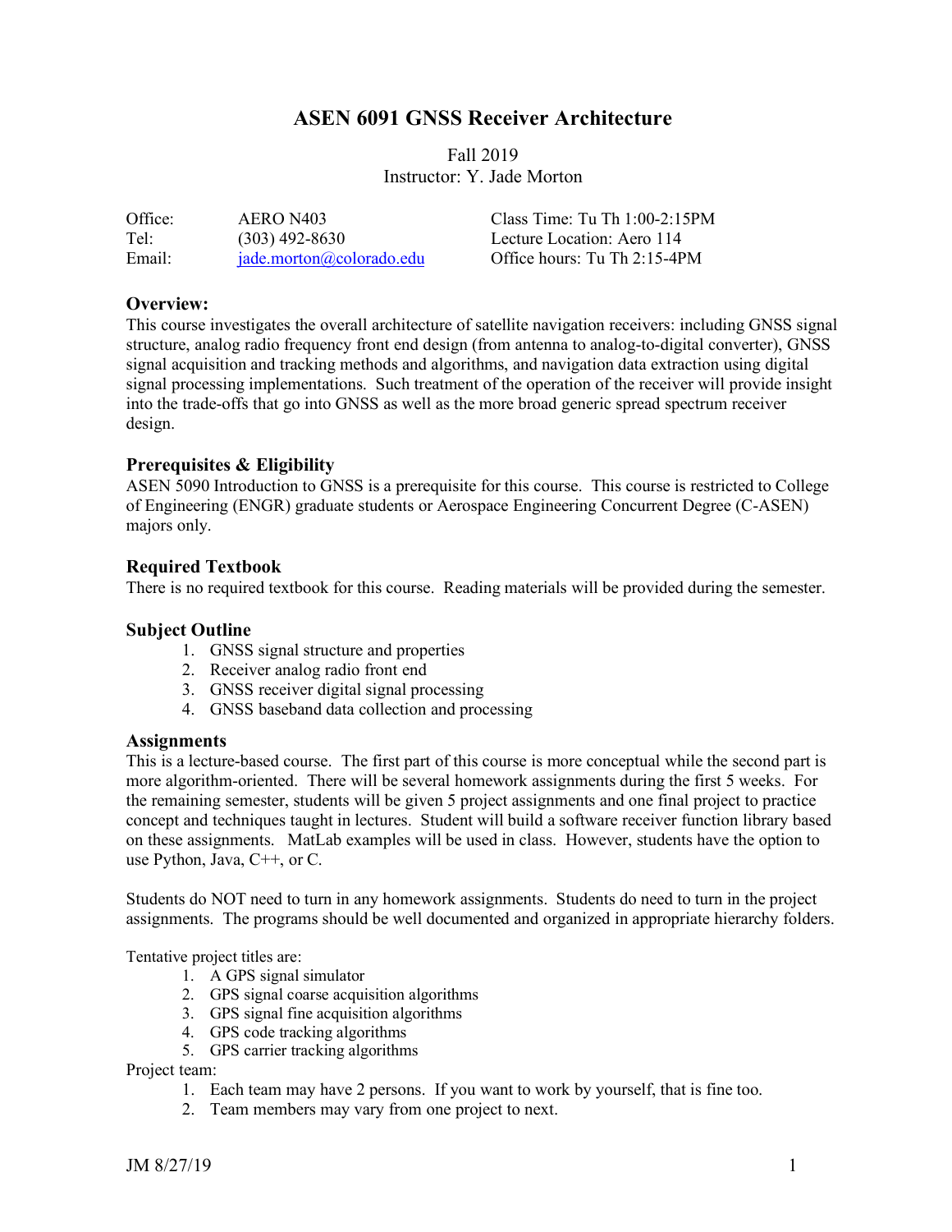# ASEN 6091 GNSS Receiver Architecture

Fall 2019
Instructor: Y. Jade Morton

| | | |
|---|---|---|
| Office: | AERO N403 | Class Time: Tu Th 1:00-2:15PM |
| Tel: | (303) 492-8630 | Lecture Location: Aero 114 |
| Email: | jade.morton@colorado.edu | Office hours: Tu Th 2:15-4PM |

## Overview:

This course investigates the overall architecture of satellite navigation receivers: including GNSS signal structure, analog radio frequency front end design (from antenna to analog-to-digital converter), GNSS signal acquisition and tracking methods and algorithms, and navigation data extraction using digital signal processing implementations. Such treatment of the operation of the receiver will provide insight into the trade-offs that go into GNSS as well as the more broad generic spread spectrum receiver design.

## Prerequisites & Eligibility

ASEN 5090 Introduction to GNSS is a prerequisite for this course. This course is restricted to College of Engineering (ENGR) graduate students or Aerospace Engineering Concurrent Degree (C-ASEN) majors only.

## Required Textbook

There is no required textbook for this course. Reading materials will be provided during the semester.

## Subject Outline

1. GNSS signal structure and properties
2. Receiver analog radio front end
3. GNSS receiver digital signal processing
4. GNSS baseband data collection and processing

## Assignments

This is a lecture-based course. The first part of this course is more conceptual while the second part is more algorithm-oriented. There will be several homework assignments during the first 5 weeks. For the remaining semester, students will be given 5 project assignments and one final project to practice concept and techniques taught in lectures. Student will build a software receiver function library based on these assignments. MatLab examples will be used in class. However, students have the option to use Python, Java, C++, or C.

Students do NOT need to turn in any homework assignments. Students do need to turn in the project assignments. The programs should be well documented and organized in appropriate hierarchy folders.

Tentative project titles are:

1. A GPS signal simulator
2. GPS signal coarse acquisition algorithms
3. GPS signal fine acquisition algorithms
4. GPS code tracking algorithms
5. GPS carrier tracking algorithms

Project team:

1. Each team may have 2 persons. If you want to work by yourself, that is fine too.
2. Team members may vary from one project to next.

JM 8/27/19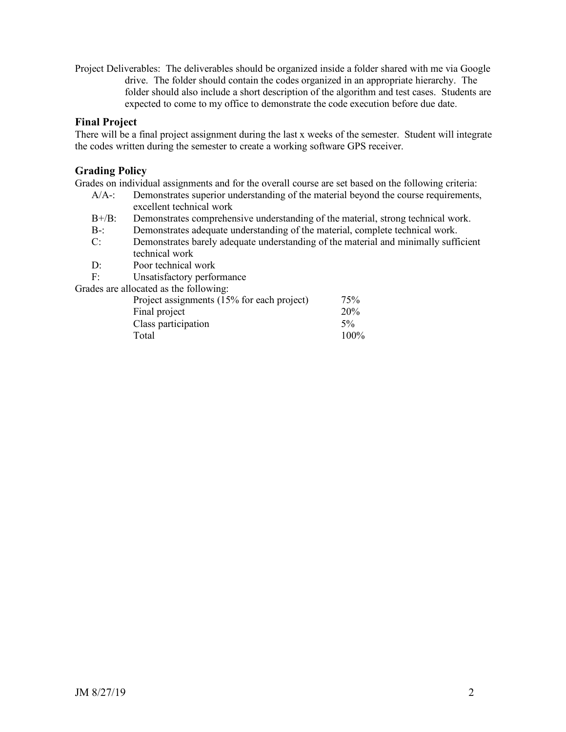Project Deliverables: The deliverables should be organized inside a folder shared with me via Google drive. The folder should contain the codes organized in an appropriate hierarchy. The folder should also include a short description of the algorithm and test cases. Students are expected to come to my office to demonstrate the code execution before due date.

## Final Project

There will be a final project assignment during the last x weeks of the semester. Student will integrate the codes written during the semester to create a working software GPS receiver.

## Grading Policy

Grades on individual assignments and for the overall course are set based on the following criteria:

- A/A-: Demonstrates superior understanding of the material beyond the course requirements, excellent technical work
- B+/B: Demonstrates comprehensive understanding of the material, strong technical work.
- B-: Demonstrates adequate understanding of the material, complete technical work.
- C: Demonstrates barely adequate understanding of the material and minimally sufficient technical work
- D: Poor technical work
- F: Unsatisfactory performance

Grades are allocated as the following:

| Item | Weight |
|---|---|
| Project assignments (15% for each project) | 75% |
| Final project | 20% |
| Class participation | 5% |
| Total | 100% |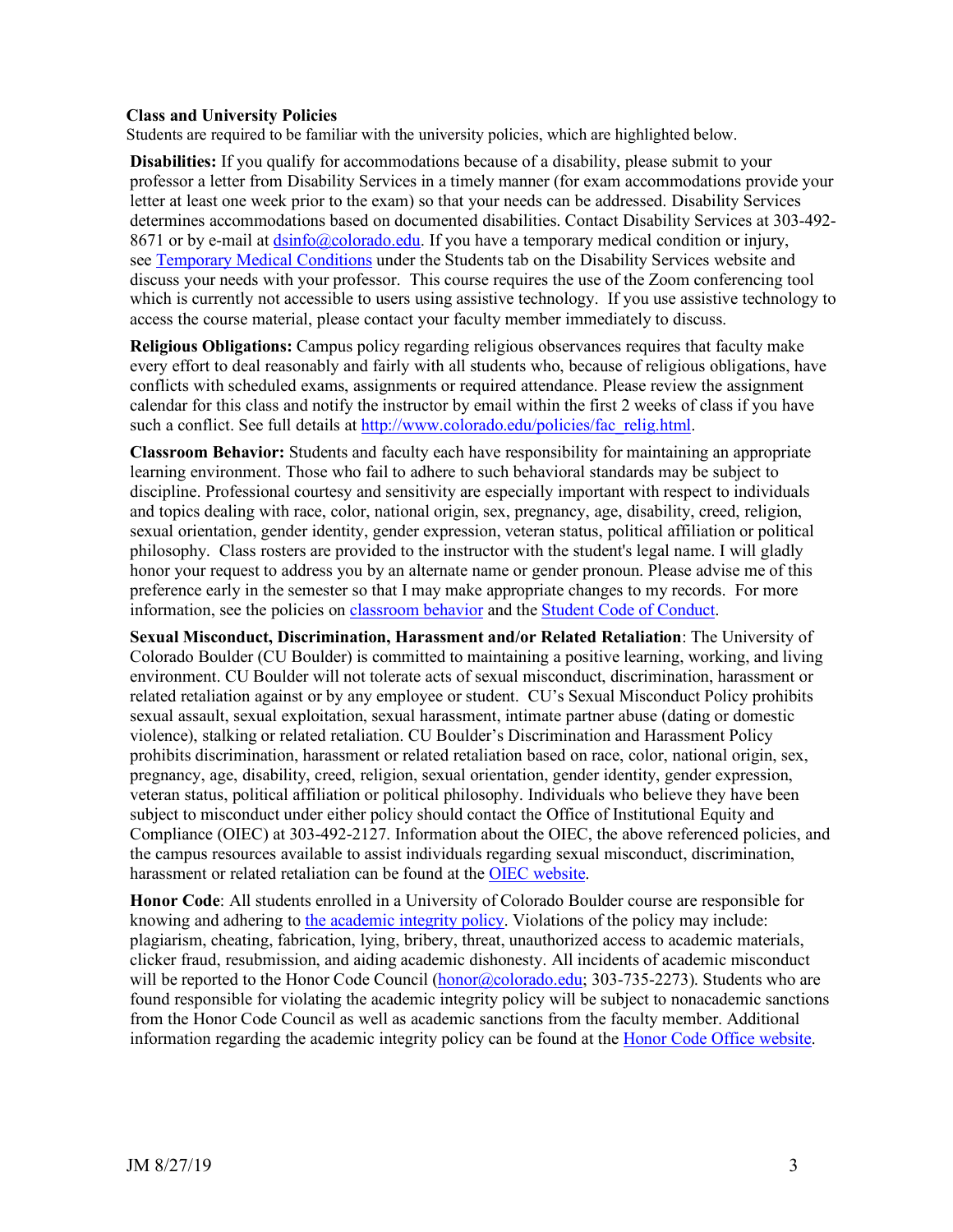**Class and University Policies**

Students are required to be familiar with the university policies, which are highlighted below.

**Disabilities:** If you qualify for accommodations because of a disability, please submit to your professor a letter from Disability Services in a timely manner (for exam accommodations provide your letter at least one week prior to the exam) so that your needs can be addressed. Disability Services determines accommodations based on documented disabilities. Contact Disability Services at 303-492-8671 or by e-mail at dsinfo@colorado.edu. If you have a temporary medical condition or injury, see Temporary Medical Conditions under the Students tab on the Disability Services website and discuss your needs with your professor. This course requires the use of the Zoom conferencing tool which is currently not accessible to users using assistive technology. If you use assistive technology to access the course material, please contact your faculty member immediately to discuss.

**Religious Obligations:** Campus policy regarding religious observances requires that faculty make every effort to deal reasonably and fairly with all students who, because of religious obligations, have conflicts with scheduled exams, assignments or required attendance. Please review the assignment calendar for this class and notify the instructor by email within the first 2 weeks of class if you have such a conflict. See full details at http://www.colorado.edu/policies/fac_relig.html.

**Classroom Behavior:** Students and faculty each have responsibility for maintaining an appropriate learning environment. Those who fail to adhere to such behavioral standards may be subject to discipline. Professional courtesy and sensitivity are especially important with respect to individuals and topics dealing with race, color, national origin, sex, pregnancy, age, disability, creed, religion, sexual orientation, gender identity, gender expression, veteran status, political affiliation or political philosophy. Class rosters are provided to the instructor with the student's legal name. I will gladly honor your request to address you by an alternate name or gender pronoun. Please advise me of this preference early in the semester so that I may make appropriate changes to my records. For more information, see the policies on classroom behavior and the Student Code of Conduct.

**Sexual Misconduct, Discrimination, Harassment and/or Related Retaliation**: The University of Colorado Boulder (CU Boulder) is committed to maintaining a positive learning, working, and living environment. CU Boulder will not tolerate acts of sexual misconduct, discrimination, harassment or related retaliation against or by any employee or student. CU's Sexual Misconduct Policy prohibits sexual assault, sexual exploitation, sexual harassment, intimate partner abuse (dating or domestic violence), stalking or related retaliation. CU Boulder's Discrimination and Harassment Policy prohibits discrimination, harassment or related retaliation based on race, color, national origin, sex, pregnancy, age, disability, creed, religion, sexual orientation, gender identity, gender expression, veteran status, political affiliation or political philosophy. Individuals who believe they have been subject to misconduct under either policy should contact the Office of Institutional Equity and Compliance (OIEC) at 303-492-2127. Information about the OIEC, the above referenced policies, and the campus resources available to assist individuals regarding sexual misconduct, discrimination, harassment or related retaliation can be found at the OIEC website.

**Honor Code**: All students enrolled in a University of Colorado Boulder course are responsible for knowing and adhering to the academic integrity policy. Violations of the policy may include: plagiarism, cheating, fabrication, lying, bribery, threat, unauthorized access to academic materials, clicker fraud, resubmission, and aiding academic dishonesty. All incidents of academic misconduct will be reported to the Honor Code Council (honor@colorado.edu; 303-735-2273). Students who are found responsible for violating the academic integrity policy will be subject to nonacademic sanctions from the Honor Code Council as well as academic sanctions from the faculty member. Additional information regarding the academic integrity policy can be found at the Honor Code Office website.